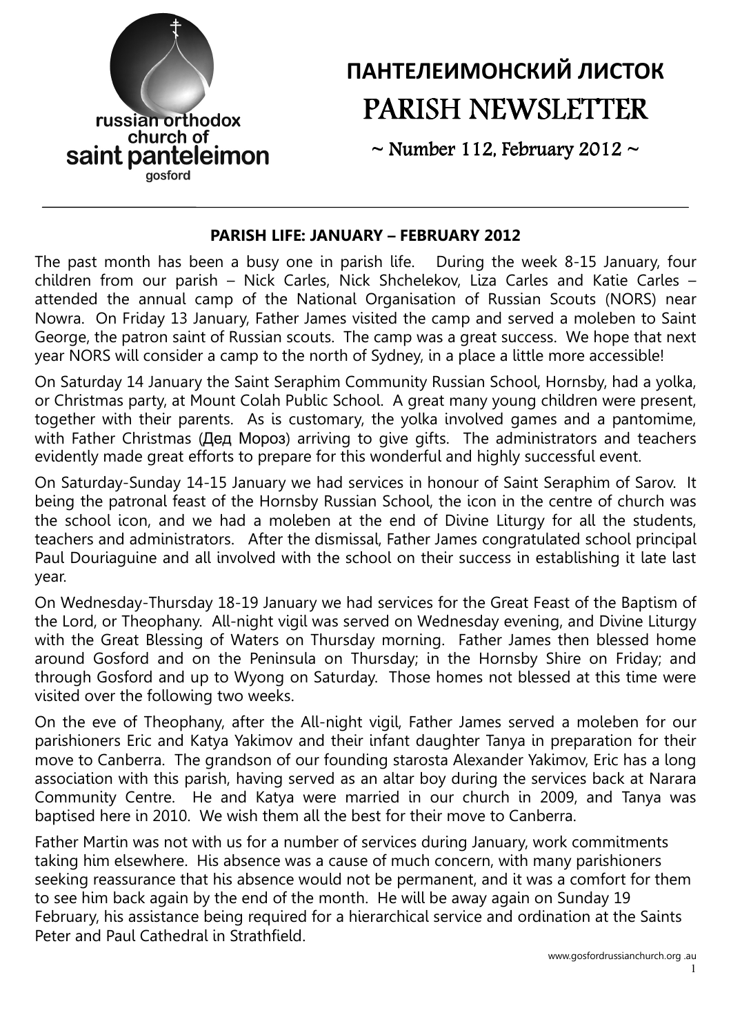russian orthodox church of saint panteleimon gosford

# ПАНТЕЛЕИМОНСКИЙ ЛИСТОК

# PARISH NEWSLETTER

~ Number 112, February 2012 ~

## PARISH LIFE: JANUARY – FEBRUARY 2012

The past month has been a busy one in parish life. During the week 8-15 January, four children from our parish – Nick Carles, Nick Shchelekov, Liza Carles and Katie Carles – attended the annual camp of the National Organisation of Russian Scouts (NORS) near Nowra. On Friday 13 January, Father James visited the camp and served a moleben to Saint George, the patron saint of Russian scouts. The camp was a great success. We hope that next year NORS will consider a camp to the north of Sydney, in a place a little more accessible!

On Saturday 14 January the Saint Seraphim Community Russian School, Hornsby, had a yolka, or Christmas party, at Mount Colah Public School. A great many young children were present, together with their parents. As is customary, the yolka involved games and a pantomime, with Father Christmas (Дед Мороз) arriving to give gifts. The administrators and teachers evidently made great efforts to prepare for this wonderful and highly successful event.

On Saturday-Sunday 14-15 January we had services in honour of Saint Seraphim of Sarov. It being the patronal feast of the Hornsby Russian School, the icon in the centre of church was the school icon, and we had a moleben at the end of Divine Liturgy for all the students, teachers and administrators. After the dismissal, Father James congratulated school principal Paul Douriaguine and all involved with the school on their success in establishing it late last year.

On Wednesday-Thursday 18-19 January we had services for the Great Feast of the Baptism of the Lord, or Theophany. All-night vigil was served on Wednesday evening, and Divine Liturgy with the Great Blessing of Waters on Thursday morning. Father James then blessed home around Gosford and on the Peninsula on Thursday; in the Hornsby Shire on Friday; and through Gosford and up to Wyong on Saturday. Those homes not blessed at this time were visited over the following two weeks.

On the eve of Theophany, after the All-night vigil, Father James served a moleben for our parishioners Eric and Katya Yakimov and their infant daughter Tanya in preparation for their move to Canberra. The grandson of our founding starosta Alexander Yakimov, Eric has a long association with this parish, having served as an altar boy during the services back at Narara Community Centre. He and Katya were married in our church in 2009, and Tanya was baptised here in 2010. We wish them all the best for their move to Canberra.

Father Martin was not with us for a number of services during January, work commitments taking him elsewhere. His absence was a cause of much concern, with many parishioners seeking reassurance that his absence would not be permanent, and it was a comfort for them to see him back again by the end of the month. He will be away again on Sunday 19 February, his assistance being required for a hierarchical service and ordination at the Saints Peter and Paul Cathedral in Strathfield.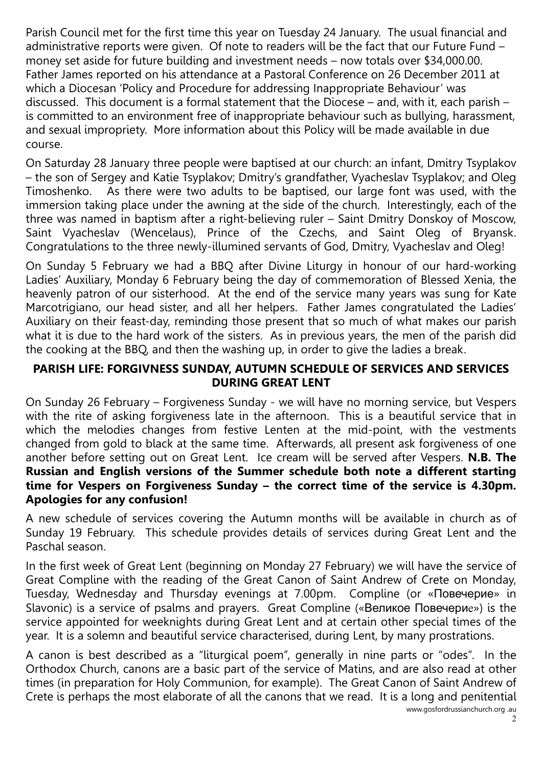Parish Council met for the first time this year on Tuesday 24 January. The usual financial and administrative reports were given. Of note to readers will be the fact that our Future Fund – money set aside for future building and investment needs – now totals over $34,000.00. Father James reported on his attendance at a Pastoral Conference on 26 December 2011 at which a Diocesan 'Policy and Procedure for addressing Inappropriate Behaviour' was discussed. This document is a formal statement that the Diocese – and, with it, each parish – is committed to an environment free of inappropriate behaviour such as bullying, harassment, and sexual impropriety. More information about this Policy will be made available in due course.

On Saturday 28 January three people were baptised at our church: an infant, Dmitry Tsyplakov – the son of Sergey and Katie Tsyplakov; Dmitry's grandfather, Vyacheslav Tsyplakov; and Oleg Timoshenko. As there were two adults to be baptised, our large font was used, with the immersion taking place under the awning at the side of the church. Interestingly, each of the three was named in baptism after a right-believing ruler – Saint Dmitry Donskoy of Moscow, Saint Vyacheslav (Wencelaus), Prince of the Czechs, and Saint Oleg of Bryansk. Congratulations to the three newly-illumined servants of God, Dmitry, Vyacheslav and Oleg!

On Sunday 5 February we had a BBQ after Divine Liturgy in honour of our hard-working Ladies' Auxiliary, Monday 6 February being the day of commemoration of Blessed Xenia, the heavenly patron of our sisterhood. At the end of the service many years was sung for Kate Marcotrigiano, our head sister, and all her helpers. Father James congratulated the Ladies' Auxiliary on their feast-day, reminding those present that so much of what makes our parish what it is due to the hard work of the sisters. As in previous years, the men of the parish did the cooking at the BBQ, and then the washing up, in order to give the ladies a break.

## PARISH LIFE: FORGIVNESS SUNDAY, AUTUMN SCHEDULE OF SERVICES AND SERVICES DURING GREAT LENT

On Sunday 26 February – Forgiveness Sunday - we will have no morning service, but Vespers with the rite of asking forgiveness late in the afternoon. This is a beautiful service that in which the melodies changes from festive Lenten at the mid-point, with the vestments changed from gold to black at the same time. Afterwards, all present ask forgiveness of one another before setting out on Great Lent. Ice cream will be served after Vespers. **N.B. The Russian and English versions of the Summer schedule both note a different starting time for Vespers on Forgiveness Sunday – the correct time of the service is 4.30pm. Apologies for any confusion!**

A new schedule of services covering the Autumn months will be available in church as of Sunday 19 February. This schedule provides details of services during Great Lent and the Paschal season.

In the first week of Great Lent (beginning on Monday 27 February) we will have the service of Great Compline with the reading of the Great Canon of Saint Andrew of Crete on Monday, Tuesday, Wednesday and Thursday evenings at 7.00pm. Compline (or «Повечерие» in Slavonic) is a service of psalms and prayers. Great Compline («Великое Повечерие») is the service appointed for weeknights during Great Lent and at certain other special times of the year. It is a solemn and beautiful service characterised, during Lent, by many prostrations.

A canon is best described as a "liturgical poem", generally in nine parts or "odes". In the Orthodox Church, canons are a basic part of the service of Matins, and are also read at other times (in preparation for Holy Communion, for example). The Great Canon of Saint Andrew of Crete is perhaps the most elaborate of all the canons that we read. It is a long and penitential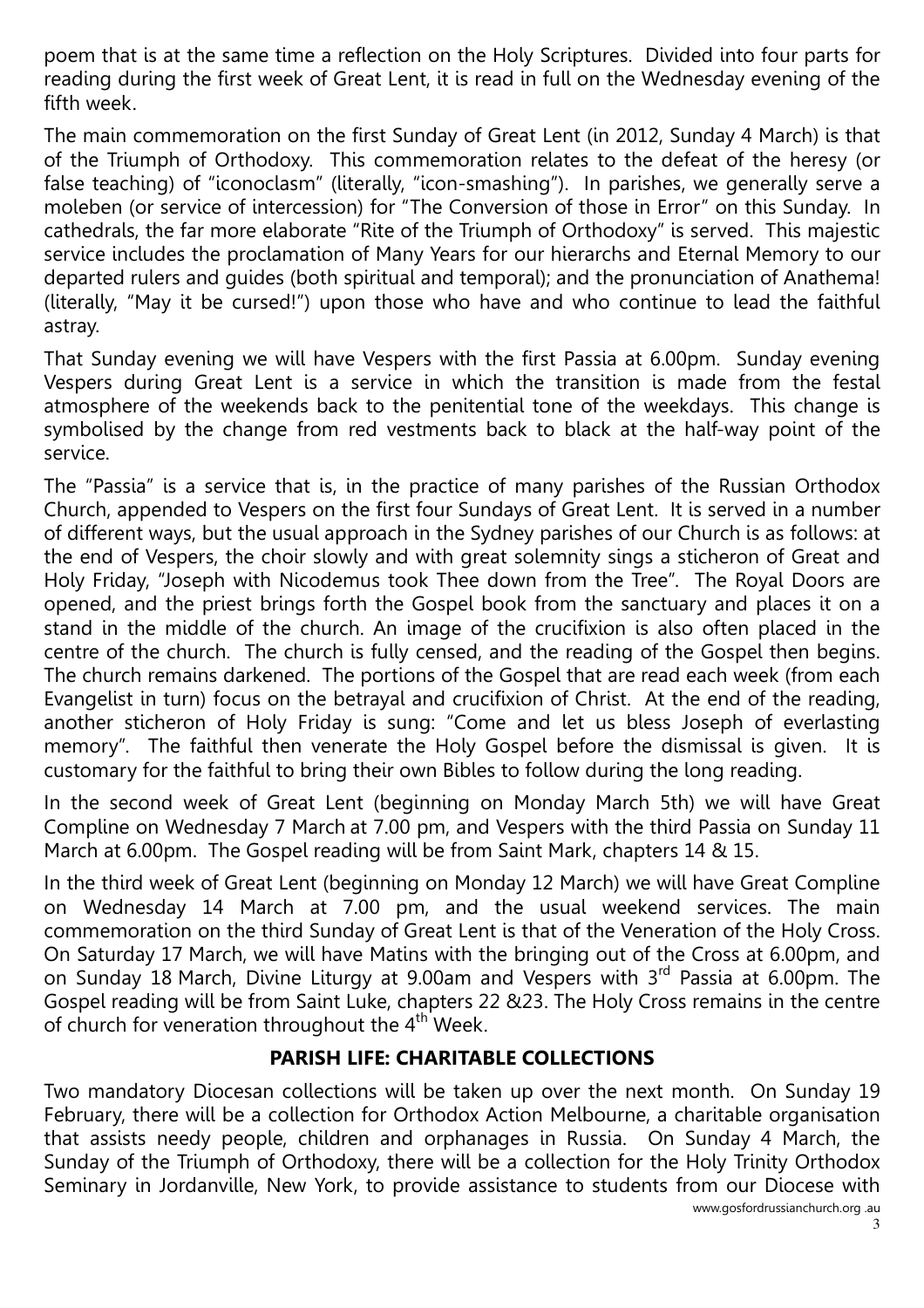poem that is at the same time a reflection on the Holy Scriptures. Divided into four parts for reading during the first week of Great Lent, it is read in full on the Wednesday evening of the fifth week.

The main commemoration on the first Sunday of Great Lent (in 2012, Sunday 4 March) is that of the Triumph of Orthodoxy. This commemoration relates to the defeat of the heresy (or false teaching) of "iconoclasm" (literally, "icon-smashing"). In parishes, we generally serve a moleben (or service of intercession) for "The Conversion of those in Error" on this Sunday. In cathedrals, the far more elaborate "Rite of the Triumph of Orthodoxy" is served. This majestic service includes the proclamation of Many Years for our hierarchs and Eternal Memory to our departed rulers and guides (both spiritual and temporal); and the pronunciation of Anathema! (literally, "May it be cursed!") upon those who have and who continue to lead the faithful astray.

That Sunday evening we will have Vespers with the first Passia at 6.00pm. Sunday evening Vespers during Great Lent is a service in which the transition is made from the festal atmosphere of the weekends back to the penitential tone of the weekdays. This change is symbolised by the change from red vestments back to black at the half-way point of the service.

The "Passia" is a service that is, in the practice of many parishes of the Russian Orthodox Church, appended to Vespers on the first four Sundays of Great Lent. It is served in a number of different ways, but the usual approach in the Sydney parishes of our Church is as follows: at the end of Vespers, the choir slowly and with great solemnity sings a sticheron of Great and Holy Friday, "Joseph with Nicodemus took Thee down from the Tree". The Royal Doors are opened, and the priest brings forth the Gospel book from the sanctuary and places it on a stand in the middle of the church. An image of the crucifixion is also often placed in the centre of the church. The church is fully censed, and the reading of the Gospel then begins. The church remains darkened. The portions of the Gospel that are read each week (from each Evangelist in turn) focus on the betrayal and crucifixion of Christ. At the end of the reading, another sticheron of Holy Friday is sung: "Come and let us bless Joseph of everlasting memory". The faithful then venerate the Holy Gospel before the dismissal is given. It is customary for the faithful to bring their own Bibles to follow during the long reading.

In the second week of Great Lent (beginning on Monday March 5th) we will have Great Compline on Wednesday 7 March at 7.00 pm, and Vespers with the third Passia on Sunday 11 March at 6.00pm. The Gospel reading will be from Saint Mark, chapters 14 & 15.

In the third week of Great Lent (beginning on Monday 12 March) we will have Great Compline on Wednesday 14 March at 7.00 pm, and the usual weekend services. The main commemoration on the third Sunday of Great Lent is that of the Veneration of the Holy Cross. On Saturday 17 March, we will have Matins with the bringing out of the Cross at 6.00pm, and on Sunday 18 March, Divine Liturgy at 9.00am and Vespers with 3rd Passia at 6.00pm. The Gospel reading will be from Saint Luke, chapters 22 &23. The Holy Cross remains in the centre of church for veneration throughout the 4th Week.

## PARISH LIFE: CHARITABLE COLLECTIONS

Two mandatory Diocesan collections will be taken up over the next month. On Sunday 19 February, there will be a collection for Orthodox Action Melbourne, a charitable organisation that assists needy people, children and orphanages in Russia. On Sunday 4 March, the Sunday of the Triumph of Orthodoxy, there will be a collection for the Holy Trinity Orthodox Seminary in Jordanville, New York, to provide assistance to students from our Diocese with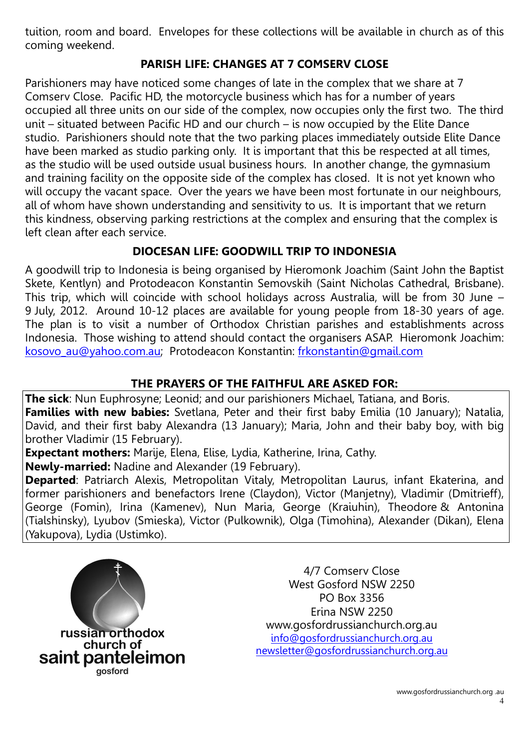tuition, room and board. Envelopes for these collections will be available in church as of this coming weekend.

## PARISH LIFE: CHANGES AT 7 COMSERV CLOSE

Parishioners may have noticed some changes of late in the complex that we share at 7 Comserv Close. Pacific HD, the motorcycle business which has for a number of years occupied all three units on our side of the complex, now occupies only the first two. The third unit – situated between Pacific HD and our church – is now occupied by the Elite Dance studio. Parishioners should note that the two parking places immediately outside Elite Dance have been marked as studio parking only. It is important that this be respected at all times, as the studio will be used outside usual business hours. In another change, the gymnasium and training facility on the opposite side of the complex has closed. It is not yet known who will occupy the vacant space. Over the years we have been most fortunate in our neighbours, all of whom have shown understanding and sensitivity to us. It is important that we return this kindness, observing parking restrictions at the complex and ensuring that the complex is left clean after each service.

## DIOCESAN LIFE: GOODWILL TRIP TO INDONESIA

A goodwill trip to Indonesia is being organised by Hieromonk Joachim (Saint John the Baptist Skete, Kentlyn) and Protodeacon Konstantin Semovskih (Saint Nicholas Cathedral, Brisbane). This trip, which will coincide with school holidays across Australia, will be from 30 June – 9 July, 2012. Around 10-12 places are available for young people from 18-30 years of age. The plan is to visit a number of Orthodox Christian parishes and establishments across Indonesia. Those wishing to attend should contact the organisers ASAP. Hieromonk Joachim: kosovo_au@yahoo.com.au; Protodeacon Konstantin: frkonstantin@gmail.com

## THE PRAYERS OF THE FAITHFUL ARE ASKED FOR:

**The sick**: Nun Euphrosyne; Leonid; and our parishioners Michael, Tatiana, and Boris.

**Families with new babies:** Svetlana, Peter and their first baby Emilia (10 January); Natalia, David, and their first baby Alexandra (13 January); Maria, John and their baby boy, with big brother Vladimir (15 February).

**Expectant mothers:** Marije, Elena, Elise, Lydia, Katherine, Irina, Cathy.

**Newly-married:** Nadine and Alexander (19 February).

**Departed**: Patriarch Alexis, Metropolitan Vitaly, Metropolitan Laurus, infant Ekaterina, and former parishioners and benefactors Irene (Claydon), Victor (Manjetny), Vladimir (Dmitrieff), George (Fomin), Irina (Kamenev), Nun Maria, George (Kraiuhin), Theodore & Antonina (Tialshinsky), Lyubov (Smieska), Victor (Pulkownik), Olga (Timohina), Alexander (Dikan), Elena (Yakupova), Lydia (Ustimko).

russian orthodox
church of
saint panteleimon
gosford

4/7 Comserv Close
West Gosford NSW 2250
PO Box 3356
Erina NSW 2250
www.gosfordrussianchurch.org.au
info@gosfordrussianchurch.org.au
newsletter@gosfordrussianchurch.org.au